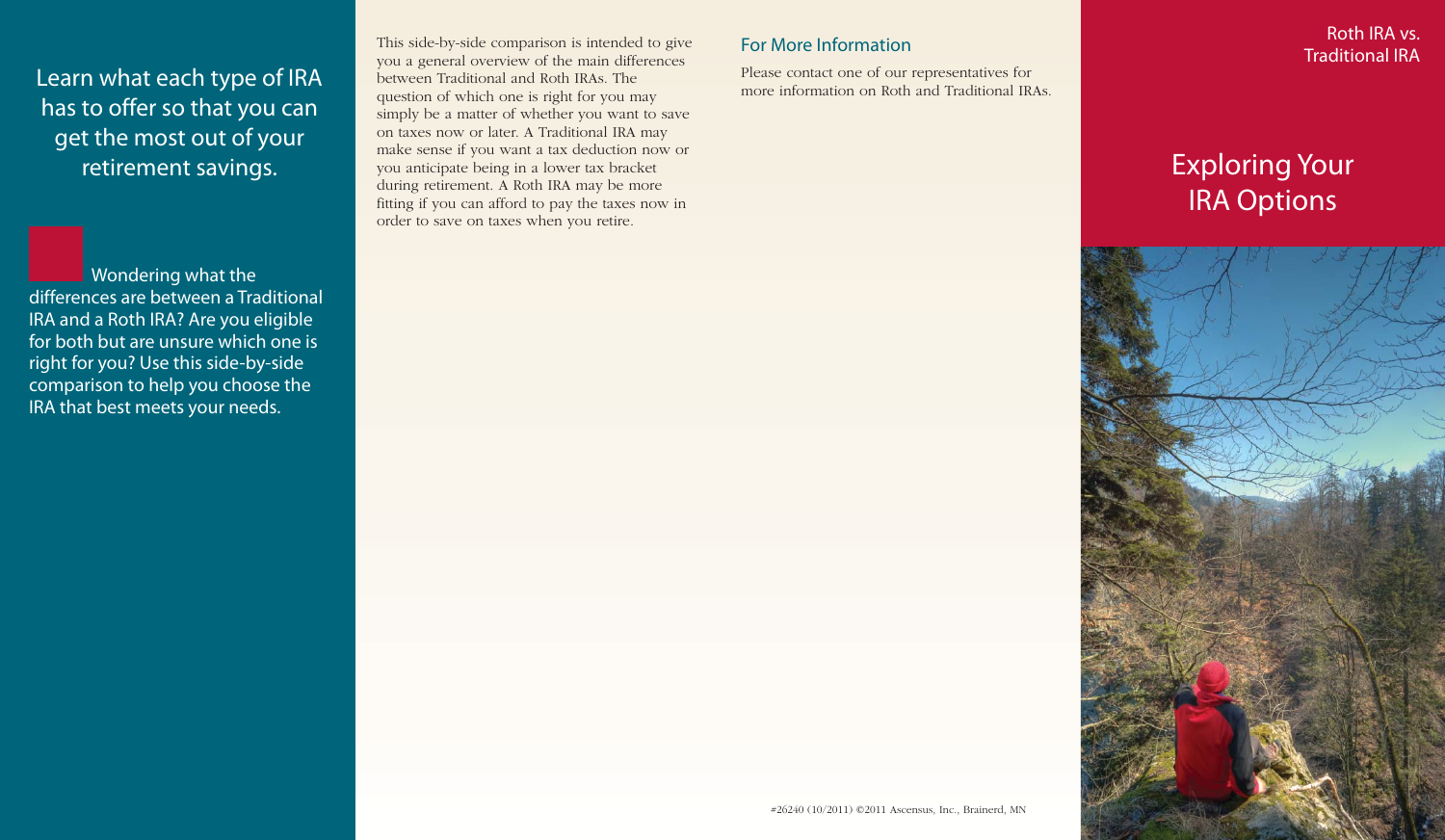# Roth IRA vs. Traditional IRA

## Exploring Your IRA Options

Learn what each type of IRA has to offer so that you can get the most out of your retirement savings.

Wondering what the differences are between a Traditional IRA and a Roth IRA? Are you eligible for both but are unsure which one is right for you? Use this side-by-side comparison to help you choose the IRA that best meets your needs.

This side-by-side comparison is intended to give you a general overview of the main differences between Traditional and Roth IRAs. The question of which one is right for you may simply be a matter of whether you want to save on taxes now or later. A Traditional IRA may make sense if you want a tax deduction now or you anticipate being in a lower tax bracket during retirement. A Roth IRA may be more fitting if you can afford to pay the taxes now in order to save on taxes when you retire.

### For More Information

Please contact one of our representatives for more information on Roth and Traditional IRAs.

#26240 (10/2011) ©2011 Ascensus, Inc., Brainerd, MN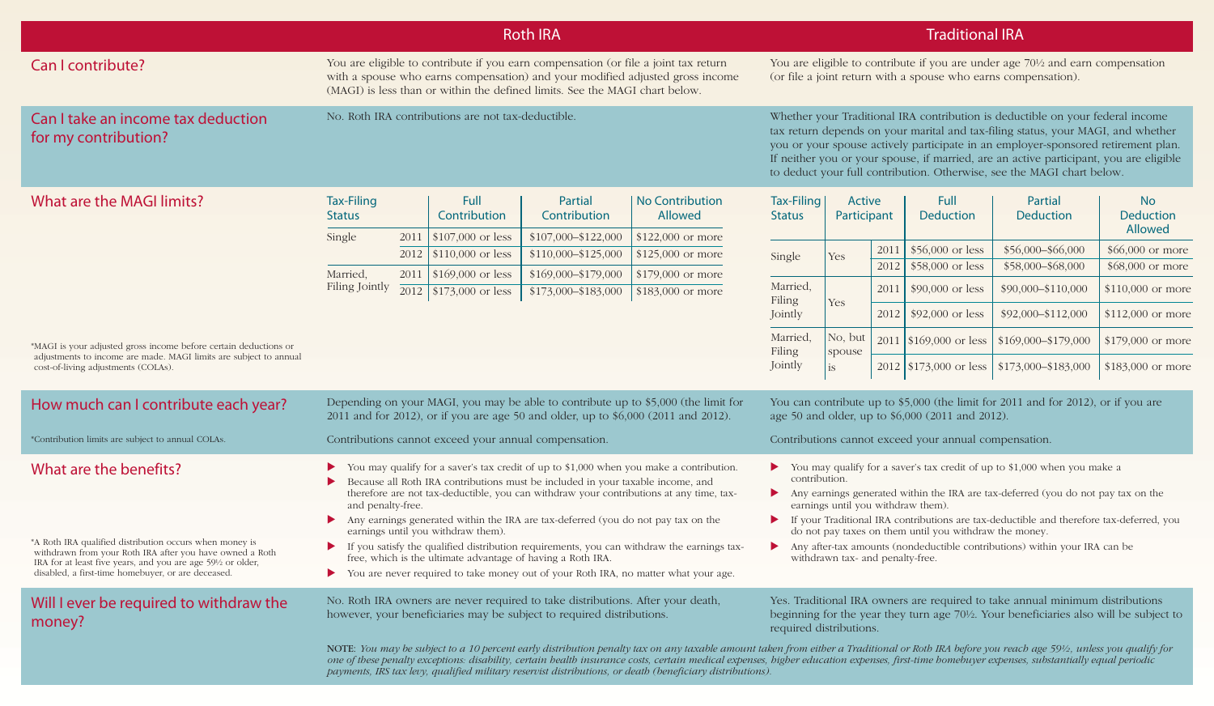| | Roth IRA | Traditional IRA |
|---|---|---|
| **Can I contribute?** | You are eligible to contribute if you earn compensation (or file a joint tax return with a spouse who earns compensation) and your modified adjusted gross income (MAGI) is less than or within the defined limits. See the MAGI chart below. | You are eligible to contribute if you are under age 70½ and earn compensation (or file a joint return with a spouse who earns compensation). |
| **Can I take an income tax deduction for my contribution?** | No. Roth IRA contributions are not tax-deductible. | Whether your Traditional IRA contribution is deductible on your federal income tax return depends on your marital and tax-filing status, your MAGI, and whether you or your spouse actively participate in an employer-sponsored retirement plan. If neither you or your spouse, if married, are an active participant, you are eligible to deduct your full contribution. Otherwise, see the MAGI chart below. |

## What are the MAGI limits?

**Roth IRA**

| Tax-Filing Status | | Full Contribution | Partial Contribution | No Contribution Allowed |
|---|---|---|---|---|
| Single | 2011 | $107,000 or less | $107,000–$122,000 | $122,000 or more |
| | 2012 | $110,000 or less | $110,000–$125,000 | $125,000 or more |
| Married, Filing Jointly | 2011 | $169,000 or less | $169,000–$179,000 | $179,000 or more |
| | 2012 | $173,000 or less | $173,000–$183,000 | $183,000 or more |

**Traditional IRA**

| Tax-Filing Status | Active Participant | | Full Deduction | Partial Deduction | No Deduction Allowed |
|---|---|---|---|---|---|
| Single | Yes | 2011 | $56,000 or less | $56,000–$66,000 | $66,000 or more |
| | | 2012 | $58,000 or less | $58,000–$68,000 | $68,000 or more |
| Married, Filing Jointly | Yes | 2011 | $90,000 or less | $90,000–$110,000 | $110,000 or more |
| | | 2012 | $92,000 or less | $92,000–$112,000 | $112,000 or more |
| Married, Filing Jointly | No, but spouse is | 2011 | $169,000 or less | $169,000–$179,000 | $179,000 or more |
| | | 2012 | $173,000 or less | $173,000–$183,000 | $183,000 or more |

*MAGI is your adjusted gross income before certain deductions or adjustments to income are made. MAGI limits are subject to annual cost-of-living adjustments (COLAs).

## How much can I contribute each year?

**Roth IRA:** Depending on your MAGI, you may be able to contribute up to $5,000 (the limit for 2011 and for 2012), or if you are age 50 and older, up to $6,000 (2011 and 2012).

Contributions cannot exceed your annual compensation.

**Traditional IRA:** You can contribute up to $5,000 (the limit for 2011 and for 2012), or if you are age 50 and older, up to $6,000 (2011 and 2012).

Contributions cannot exceed your annual compensation.

*Contribution limits are subject to annual COLAs.

## What are the benefits?

**Roth IRA:**

- You may qualify for a saver's tax credit of up to $1,000 when you make a contribution.
- Because all Roth IRA contributions must be included in your taxable income, and therefore are not tax-deductible, you can withdraw your contributions at any time, tax- and penalty-free.
- Any earnings generated within the IRA are tax-deferred (you do not pay tax on the earnings until you withdraw them).
- If you satisfy the qualified distribution requirements, you can withdraw the earnings tax-free, which is the ultimate advantage of having a Roth IRA.
- You are never required to take money out of your Roth IRA, no matter what your age.

**Traditional IRA:**

- You may qualify for a saver's tax credit of up to $1,000 when you make a contribution.
- Any earnings generated within the IRA are tax-deferred (you do not pay tax on the earnings until you withdraw them).
- If your Traditional IRA contributions are tax-deductible and therefore tax-deferred, you do not pay taxes on them until you withdraw the money.
- Any after-tax amounts (nondeductible contributions) within your IRA can be withdrawn tax- and penalty-free.

*A Roth IRA qualified distribution occurs when money is withdrawn from your Roth IRA after you have owned a Roth IRA for at least five years, and you are age 59½ or older, disabled, a first-time homebuyer, or are deceased.

## Will I ever be required to withdraw the money?

**Roth IRA:** No. Roth IRA owners are never required to take distributions. After your death, however, your beneficiaries may be subject to required distributions.

**Traditional IRA:** Yes. Traditional IRA owners are required to take annual minimum distributions beginning for the year they turn age 70½. Your beneficiaries also will be subject to required distributions.

**NOTE**: *You may be subject to a 10 percent early distribution penalty tax on any taxable amount taken from either a Traditional or Roth IRA before you reach age 59½, unless you qualify for one of these penalty exceptions: disability, certain health insurance costs, certain medical expenses, higher education expenses, first-time homebuyer expenses, substantially equal periodic payments, IRS tax levy, qualified military reservist distributions, or death (beneficiary distributions).*